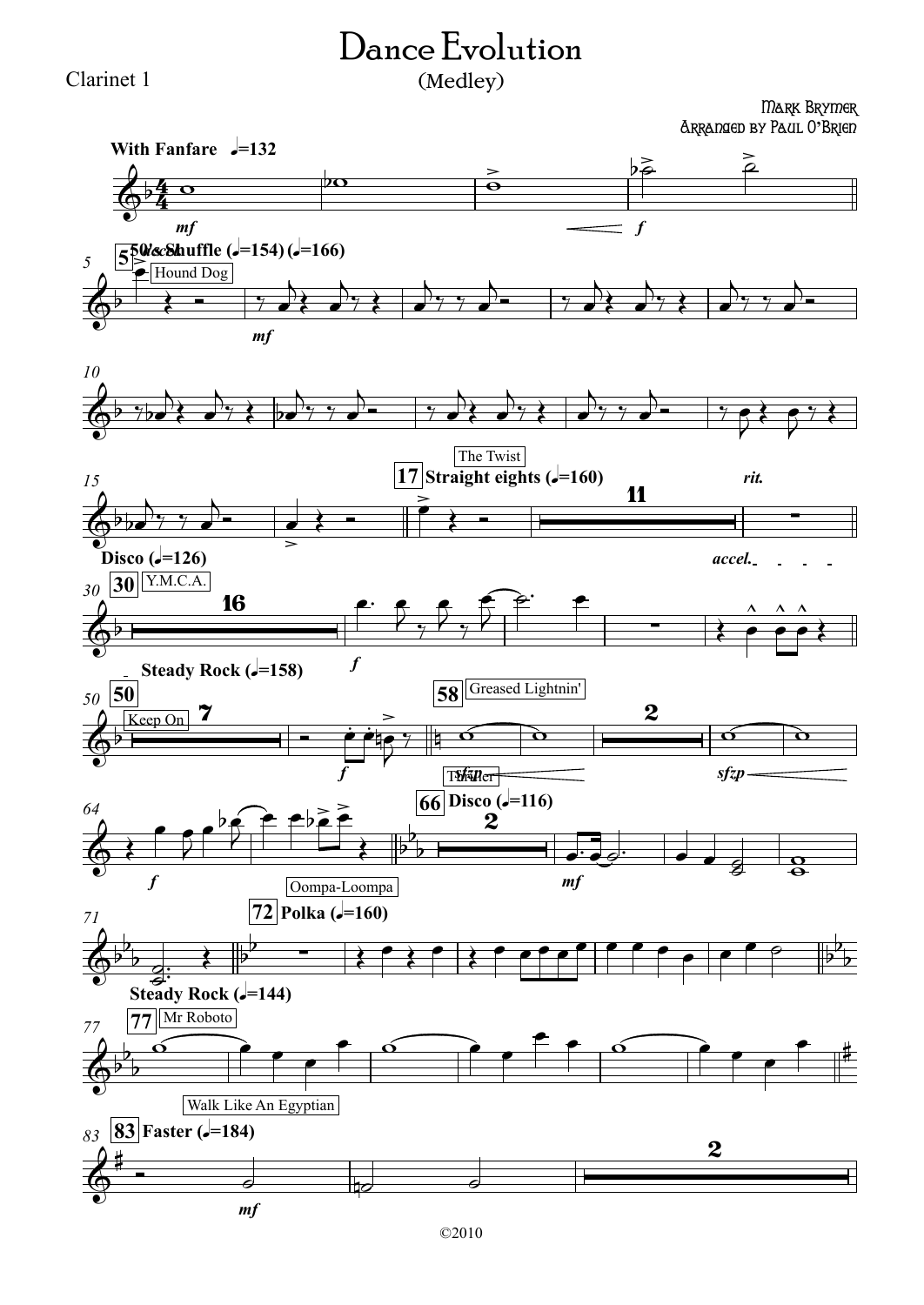# Dance Evolution

(Medley)

Clarinet 1

Mark Brymer
Arranged by Paul O'Brien

**With Fanfare** ♩=132

5 **50's Shuffle** (♩=154) (♩=166) — Hound Dog

17 **Straight eights** (♩=160) — The Twist

*rit.*

30 **Disco** (♩=126) — Y.M.C.A.

*accel.*

50 **Steady Rock** (♩=158) — Keep On

58 Greased Lightnin'

Thriller

Oompa-Loompa

66 **Disco** (♩=116)

72 **Polka** (♩=160)

77 **Steady Rock** (♩=144) — Mr Roboto

Walk Like An Egyptian

83 **Faster** (♩=184)

©2010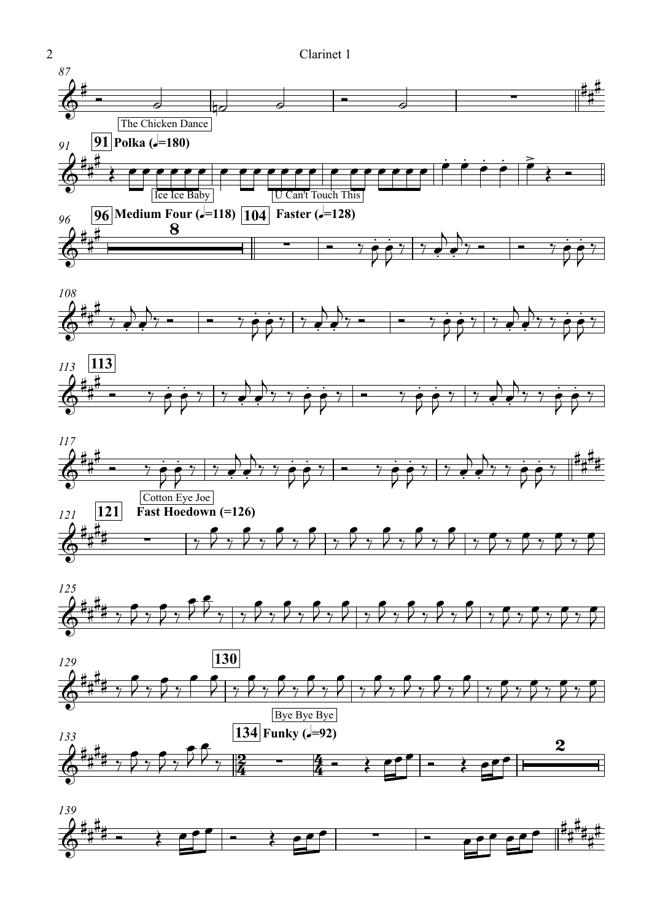The Chicken Dance

**91** Polka (♩=180)

Ice Ice Baby

U Can't Touch This

**96** Medium Four (♩=118)

**104** Faster (♩=128)

**113**

Cotton Eye Joe

**121** Fast Hoedown (=126)

**130**

Bye Bye Bye

**134** Funky (♩=92)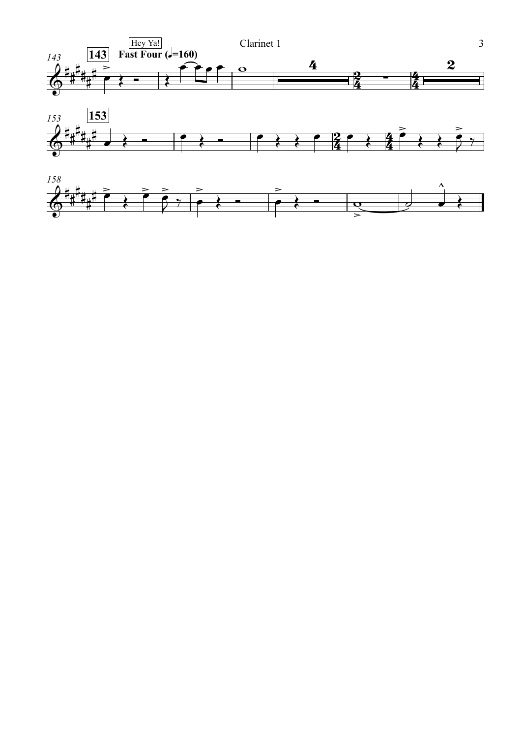Hey Ya!

**Fast Four (♩.=160)**